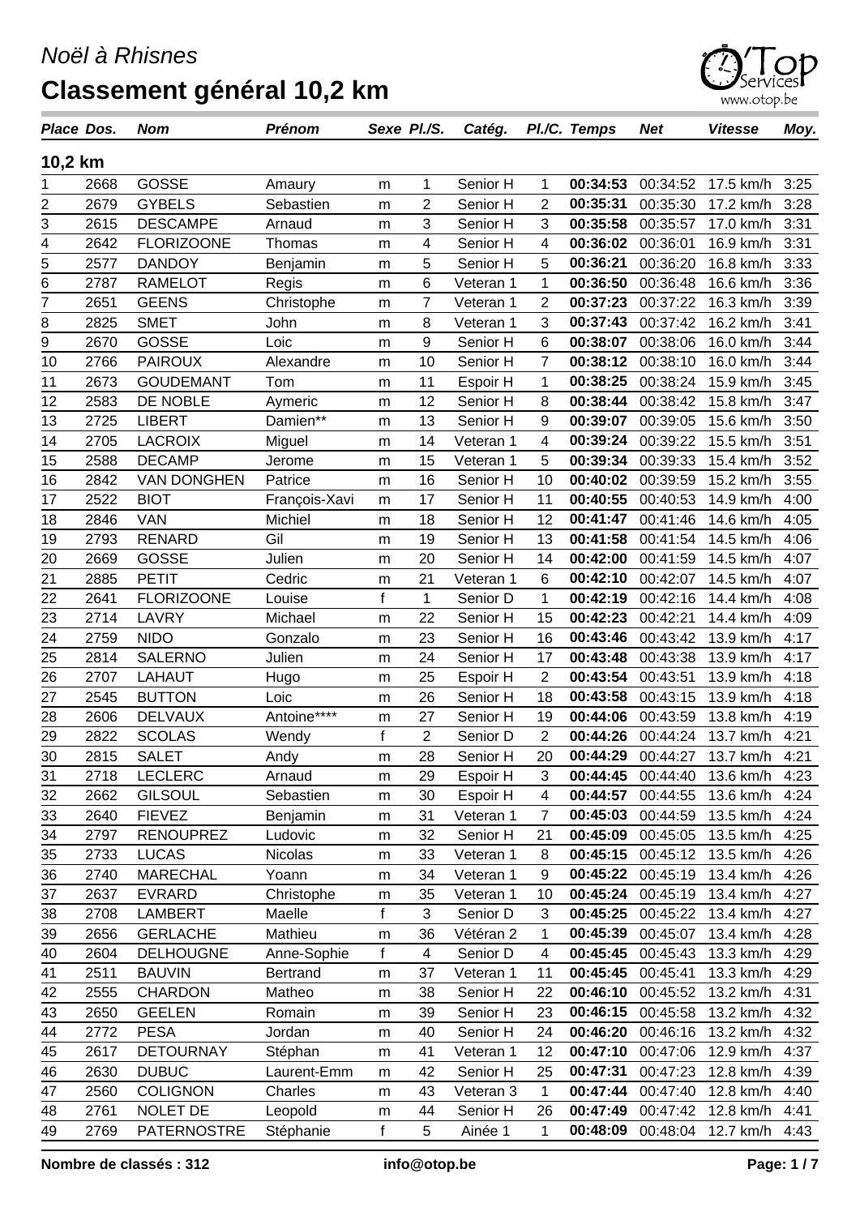*Noël à Rhisnes*

# Classement général 10,2 km

| Place | Dos. | Nom | Prénom | Sexe | Pl./S. | Catég. | Pl./C. | Temps | Net | Vitesse | Moy. |
|---|---|---|---|---|---|---|---|---|---|---|---|
| **10,2 km** | | | | | | | | | | | |
| 1 | 2668 | GOSSE | Amaury | m | 1 | Senior H | 1 | **00:34:53** | 00:34:52 | 17.5 km/h | 3:25 |
| 2 | 2679 | GYBELS | Sebastien | m | 2 | Senior H | 2 | **00:35:31** | 00:35:30 | 17.2 km/h | 3:28 |
| 3 | 2615 | DESCAMPE | Arnaud | m | 3 | Senior H | 3 | **00:35:58** | 00:35:57 | 17.0 km/h | 3:31 |
| 4 | 2642 | FLORIZOONE | Thomas | m | 4 | Senior H | 4 | **00:36:02** | 00:36:01 | 16.9 km/h | 3:31 |
| 5 | 2577 | DANDOY | Benjamin | m | 5 | Senior H | 5 | **00:36:21** | 00:36:20 | 16.8 km/h | 3:33 |
| 6 | 2787 | RAMELOT | Regis | m | 6 | Veteran 1 | 1 | **00:36:50** | 00:36:48 | 16.6 km/h | 3:36 |
| 7 | 2651 | GEENS | Christophe | m | 7 | Veteran 1 | 2 | **00:37:23** | 00:37:22 | 16.3 km/h | 3:39 |
| 8 | 2825 | SMET | John | m | 8 | Veteran 1 | 3 | **00:37:43** | 00:37:42 | 16.2 km/h | 3:41 |
| 9 | 2670 | GOSSE | Loic | m | 9 | Senior H | 6 | **00:38:07** | 00:38:06 | 16.0 km/h | 3:44 |
| 10 | 2766 | PAIROUX | Alexandre | m | 10 | Senior H | 7 | **00:38:12** | 00:38:10 | 16.0 km/h | 3:44 |
| 11 | 2673 | GOUDEMANT | Tom | m | 11 | Espoir H | 1 | **00:38:25** | 00:38:24 | 15.9 km/h | 3:45 |
| 12 | 2583 | DE NOBLE | Aymeric | m | 12 | Senior H | 8 | **00:38:44** | 00:38:42 | 15.8 km/h | 3:47 |
| 13 | 2725 | LIBERT | Damien** | m | 13 | Senior H | 9 | **00:39:07** | 00:39:05 | 15.6 km/h | 3:50 |
| 14 | 2705 | LACROIX | Miguel | m | 14 | Veteran 1 | 4 | **00:39:24** | 00:39:22 | 15.5 km/h | 3:51 |
| 15 | 2588 | DECAMP | Jerome | m | 15 | Veteran 1 | 5 | **00:39:34** | 00:39:33 | 15.4 km/h | 3:52 |
| 16 | 2842 | VAN DONGHEN | Patrice | m | 16 | Senior H | 10 | **00:40:02** | 00:39:59 | 15.2 km/h | 3:55 |
| 17 | 2522 | BIOT | François-Xavi | m | 17 | Senior H | 11 | **00:40:55** | 00:40:53 | 14.9 km/h | 4:00 |
| 18 | 2846 | VAN | Michiel | m | 18 | Senior H | 12 | **00:41:47** | 00:41:46 | 14.6 km/h | 4:05 |
| 19 | 2793 | RENARD | Gil | m | 19 | Senior H | 13 | **00:41:58** | 00:41:54 | 14.5 km/h | 4:06 |
| 20 | 2669 | GOSSE | Julien | m | 20 | Senior H | 14 | **00:42:00** | 00:41:59 | 14.5 km/h | 4:07 |
| 21 | 2885 | PETIT | Cedric | m | 21 | Veteran 1 | 6 | **00:42:10** | 00:42:07 | 14.5 km/h | 4:07 |
| 22 | 2641 | FLORIZOONE | Louise | f | 1 | Senior D | 1 | **00:42:19** | 00:42:16 | 14.4 km/h | 4:08 |
| 23 | 2714 | LAVRY | Michael | m | 22 | Senior H | 15 | **00:42:23** | 00:42:21 | 14.4 km/h | 4:09 |
| 24 | 2759 | NIDO | Gonzalo | m | 23 | Senior H | 16 | **00:43:46** | 00:43:42 | 13.9 km/h | 4:17 |
| 25 | 2814 | SALERNO | Julien | m | 24 | Senior H | 17 | **00:43:48** | 00:43:38 | 13.9 km/h | 4:17 |
| 26 | 2707 | LAHAUT | Hugo | m | 25 | Espoir H | 2 | **00:43:54** | 00:43:51 | 13.9 km/h | 4:18 |
| 27 | 2545 | BUTTON | Loic | m | 26 | Senior H | 18 | **00:43:58** | 00:43:15 | 13.9 km/h | 4:18 |
| 28 | 2606 | DELVAUX | Antoine**** | m | 27 | Senior H | 19 | **00:44:06** | 00:43:59 | 13.8 km/h | 4:19 |
| 29 | 2822 | SCOLAS | Wendy | f | 2 | Senior D | 2 | **00:44:26** | 00:44:24 | 13.7 km/h | 4:21 |
| 30 | 2815 | SALET | Andy | m | 28 | Senior H | 20 | **00:44:29** | 00:44:27 | 13.7 km/h | 4:21 |
| 31 | 2718 | LECLERC | Arnaud | m | 29 | Espoir H | 3 | **00:44:45** | 00:44:40 | 13.6 km/h | 4:23 |
| 32 | 2662 | GILSOUL | Sebastien | m | 30 | Espoir H | 4 | **00:44:57** | 00:44:55 | 13.6 km/h | 4:24 |
| 33 | 2640 | FIEVEZ | Benjamin | m | 31 | Veteran 1 | 7 | **00:45:03** | 00:44:59 | 13.5 km/h | 4:24 |
| 34 | 2797 | RENOUPREZ | Ludovic | m | 32 | Senior H | 21 | **00:45:09** | 00:45:05 | 13.5 km/h | 4:25 |
| 35 | 2733 | LUCAS | Nicolas | m | 33 | Veteran 1 | 8 | **00:45:15** | 00:45:12 | 13.5 km/h | 4:26 |
| 36 | 2740 | MARECHAL | Yoann | m | 34 | Veteran 1 | 9 | **00:45:22** | 00:45:19 | 13.4 km/h | 4:26 |
| 37 | 2637 | EVRARD | Christophe | m | 35 | Veteran 1 | 10 | **00:45:24** | 00:45:19 | 13.4 km/h | 4:27 |
| 38 | 2708 | LAMBERT | Maelle | f | 3 | Senior D | 3 | **00:45:25** | 00:45:22 | 13.4 km/h | 4:27 |
| 39 | 2656 | GERLACHE | Mathieu | m | 36 | Vétéran 2 | 1 | **00:45:39** | 00:45:07 | 13.4 km/h | 4:28 |
| 40 | 2604 | DELHOUGNE | Anne-Sophie | f | 4 | Senior D | 4 | **00:45:45** | 00:45:43 | 13.3 km/h | 4:29 |
| 41 | 2511 | BAUVIN | Bertrand | m | 37 | Veteran 1 | 11 | **00:45:45** | 00:45:41 | 13.3 km/h | 4:29 |
| 42 | 2555 | CHARDON | Matheo | m | 38 | Senior H | 22 | **00:46:10** | 00:45:52 | 13.2 km/h | 4:31 |
| 43 | 2650 | GEELEN | Romain | m | 39 | Senior H | 23 | **00:46:15** | 00:45:58 | 13.2 km/h | 4:32 |
| 44 | 2772 | PESA | Jordan | m | 40 | Senior H | 24 | **00:46:20** | 00:46:16 | 13.2 km/h | 4:32 |
| 45 | 2617 | DETOURNAY | Stéphan | m | 41 | Veteran 1 | 12 | **00:47:10** | 00:47:06 | 12.9 km/h | 4:37 |
| 46 | 2630 | DUBUC | Laurent-Emm | m | 42 | Senior H | 25 | **00:47:31** | 00:47:23 | 12.8 km/h | 4:39 |
| 47 | 2560 | COLIGNON | Charles | m | 43 | Veteran 3 | 1 | **00:47:44** | 00:47:40 | 12.8 km/h | 4:40 |
| 48 | 2761 | NOLET DE | Leopold | m | 44 | Senior H | 26 | **00:47:49** | 00:47:42 | 12.8 km/h | 4:41 |
| 49 | 2769 | PATERNOSTRE | Stéphanie | f | 5 | Ainée 1 | 1 | **00:48:09** | 00:48:04 | 12.7 km/h | 4:43 |

**Nombre de classés : 312**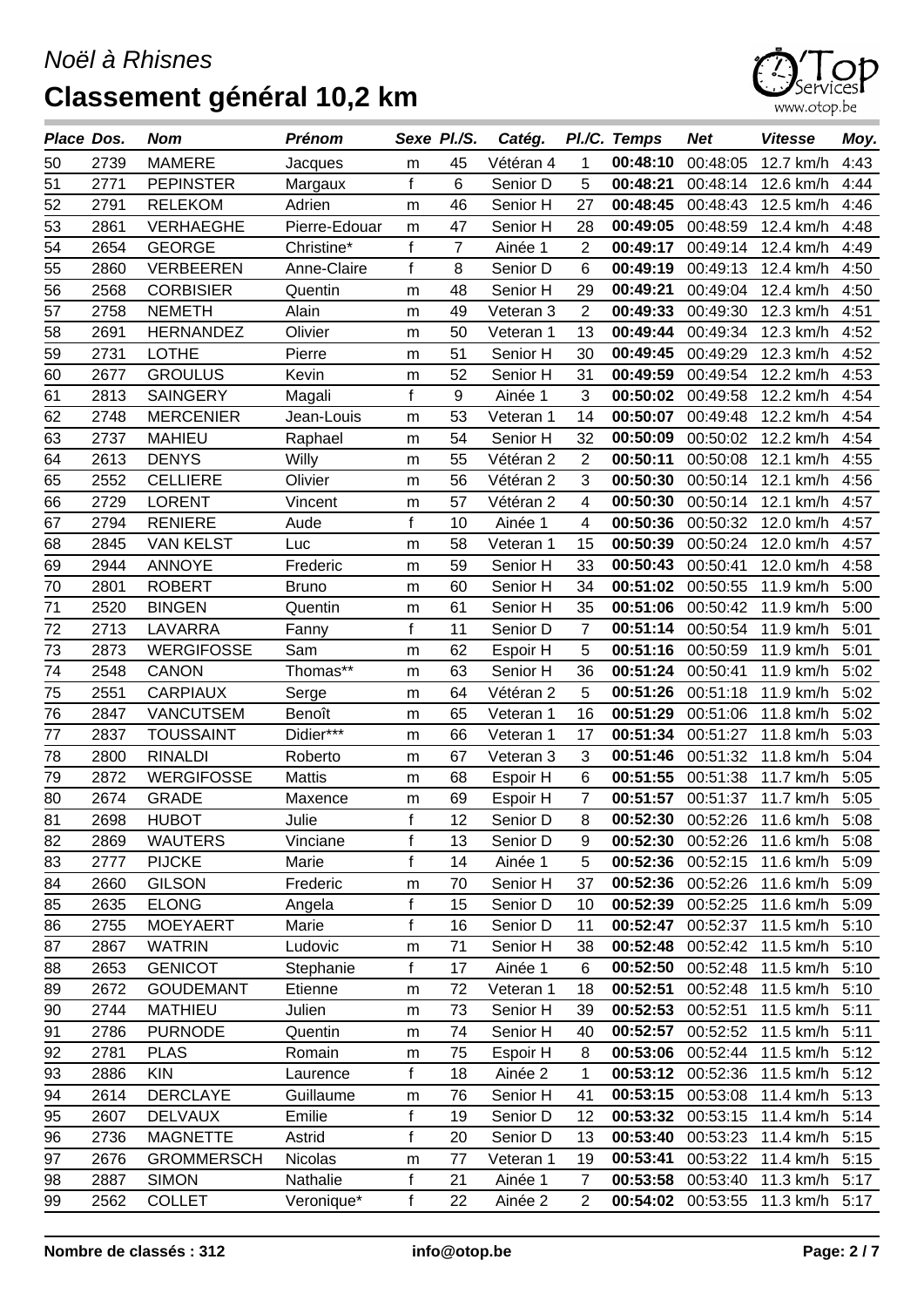*Noël à Rhisnes*

# Classement général 10,2 km

| Place | Dos. | Nom | Prénom | Sexe | Pl./S. | Catég. | Pl./C. | Temps | Net | Vitesse | Moy. |
|---|---|---|---|---|---|---|---|---|---|---|---|
| 50 | 2739 | MAMERE | Jacques | m | 45 | Vétéran 4 | 1 | **00:48:10** | 00:48:05 | 12.7 km/h | 4:43 |
| 51 | 2771 | PEPINSTER | Margaux | f | 6 | Senior D | 5 | **00:48:21** | 00:48:14 | 12.6 km/h | 4:44 |
| 52 | 2791 | RELEKOM | Adrien | m | 46 | Senior H | 27 | **00:48:45** | 00:48:43 | 12.5 km/h | 4:46 |
| 53 | 2861 | VERHAEGHE | Pierre-Edouar | m | 47 | Senior H | 28 | **00:49:05** | 00:48:59 | 12.4 km/h | 4:48 |
| 54 | 2654 | GEORGE | Christine* | f | 7 | Ainée 1 | 2 | **00:49:17** | 00:49:14 | 12.4 km/h | 4:49 |
| 55 | 2860 | VERBEEREN | Anne-Claire | f | 8 | Senior D | 6 | **00:49:19** | 00:49:13 | 12.4 km/h | 4:50 |
| 56 | 2568 | CORBISIER | Quentin | m | 48 | Senior H | 29 | **00:49:21** | 00:49:04 | 12.4 km/h | 4:50 |
| 57 | 2758 | NEMETH | Alain | m | 49 | Veteran 3 | 2 | **00:49:33** | 00:49:30 | 12.3 km/h | 4:51 |
| 58 | 2691 | HERNANDEZ | Olivier | m | 50 | Veteran 1 | 13 | **00:49:44** | 00:49:34 | 12.3 km/h | 4:52 |
| 59 | 2731 | LOTHE | Pierre | m | 51 | Senior H | 30 | **00:49:45** | 00:49:29 | 12.3 km/h | 4:52 |
| 60 | 2677 | GROULUS | Kevin | m | 52 | Senior H | 31 | **00:49:59** | 00:49:54 | 12.2 km/h | 4:53 |
| 61 | 2813 | SAINGERY | Magali | f | 9 | Ainée 1 | 3 | **00:50:02** | 00:49:58 | 12.2 km/h | 4:54 |
| 62 | 2748 | MERCENIER | Jean-Louis | m | 53 | Veteran 1 | 14 | **00:50:07** | 00:49:48 | 12.2 km/h | 4:54 |
| 63 | 2737 | MAHIEU | Raphael | m | 54 | Senior H | 32 | **00:50:09** | 00:50:02 | 12.2 km/h | 4:54 |
| 64 | 2613 | DENYS | Willy | m | 55 | Vétéran 2 | 2 | **00:50:11** | 00:50:08 | 12.1 km/h | 4:55 |
| 65 | 2552 | CELLIERE | Olivier | m | 56 | Vétéran 2 | 3 | **00:50:30** | 00:50:14 | 12.1 km/h | 4:56 |
| 66 | 2729 | LORENT | Vincent | m | 57 | Vétéran 2 | 4 | **00:50:30** | 00:50:14 | 12.1 km/h | 4:57 |
| 67 | 2794 | RENIERE | Aude | f | 10 | Ainée 1 | 4 | **00:50:36** | 00:50:32 | 12.0 km/h | 4:57 |
| 68 | 2845 | VAN KELST | Luc | m | 58 | Veteran 1 | 15 | **00:50:39** | 00:50:24 | 12.0 km/h | 4:57 |
| 69 | 2944 | ANNOYE | Frederic | m | 59 | Senior H | 33 | **00:50:43** | 00:50:41 | 12.0 km/h | 4:58 |
| 70 | 2801 | ROBERT | Bruno | m | 60 | Senior H | 34 | **00:51:02** | 00:50:55 | 11.9 km/h | 5:00 |
| 71 | 2520 | BINGEN | Quentin | m | 61 | Senior H | 35 | **00:51:06** | 00:50:42 | 11.9 km/h | 5:00 |
| 72 | 2713 | LAVARRA | Fanny | f | 11 | Senior D | 7 | **00:51:14** | 00:50:54 | 11.9 km/h | 5:01 |
| 73 | 2873 | WERGIFOSSE | Sam | m | 62 | Espoir H | 5 | **00:51:16** | 00:50:59 | 11.9 km/h | 5:01 |
| 74 | 2548 | CANON | Thomas** | m | 63 | Senior H | 36 | **00:51:24** | 00:50:41 | 11.9 km/h | 5:02 |
| 75 | 2551 | CARPIAUX | Serge | m | 64 | Vétéran 2 | 5 | **00:51:26** | 00:51:18 | 11.9 km/h | 5:02 |
| 76 | 2847 | VANCUTSEM | Benoît | m | 65 | Veteran 1 | 16 | **00:51:29** | 00:51:06 | 11.8 km/h | 5:02 |
| 77 | 2837 | TOUSSAINT | Didier*** | m | 66 | Veteran 1 | 17 | **00:51:34** | 00:51:27 | 11.8 km/h | 5:03 |
| 78 | 2800 | RINALDI | Roberto | m | 67 | Veteran 3 | 3 | **00:51:46** | 00:51:32 | 11.8 km/h | 5:04 |
| 79 | 2872 | WERGIFOSSE | Mattis | m | 68 | Espoir H | 6 | **00:51:55** | 00:51:38 | 11.7 km/h | 5:05 |
| 80 | 2674 | GRADE | Maxence | m | 69 | Espoir H | 7 | **00:51:57** | 00:51:37 | 11.7 km/h | 5:05 |
| 81 | 2698 | HUBOT | Julie | f | 12 | Senior D | 8 | **00:52:30** | 00:52:26 | 11.6 km/h | 5:08 |
| 82 | 2869 | WAUTERS | Vinciane | f | 13 | Senior D | 9 | **00:52:30** | 00:52:26 | 11.6 km/h | 5:08 |
| 83 | 2777 | PIJCKE | Marie | f | 14 | Ainée 1 | 5 | **00:52:36** | 00:52:15 | 11.6 km/h | 5:09 |
| 84 | 2660 | GILSON | Frederic | m | 70 | Senior H | 37 | **00:52:36** | 00:52:26 | 11.6 km/h | 5:09 |
| 85 | 2635 | ELONG | Angela | f | 15 | Senior D | 10 | **00:52:39** | 00:52:25 | 11.6 km/h | 5:09 |
| 86 | 2755 | MOEYAERT | Marie | f | 16 | Senior D | 11 | **00:52:47** | 00:52:37 | 11.5 km/h | 5:10 |
| 87 | 2867 | WATRIN | Ludovic | m | 71 | Senior H | 38 | **00:52:48** | 00:52:42 | 11.5 km/h | 5:10 |
| 88 | 2653 | GENICOT | Stephanie | f | 17 | Ainée 1 | 6 | **00:52:50** | 00:52:48 | 11.5 km/h | 5:10 |
| 89 | 2672 | GOUDEMANT | Etienne | m | 72 | Veteran 1 | 18 | **00:52:51** | 00:52:48 | 11.5 km/h | 5:10 |
| 90 | 2744 | MATHIEU | Julien | m | 73 | Senior H | 39 | **00:52:53** | 00:52:51 | 11.5 km/h | 5:11 |
| 91 | 2786 | PURNODE | Quentin | m | 74 | Senior H | 40 | **00:52:57** | 00:52:52 | 11.5 km/h | 5:11 |
| 92 | 2781 | PLAS | Romain | m | 75 | Espoir H | 8 | **00:53:06** | 00:52:44 | 11.5 km/h | 5:12 |
| 93 | 2886 | KIN | Laurence | f | 18 | Ainée 2 | 1 | **00:53:12** | 00:52:36 | 11.5 km/h | 5:12 |
| 94 | 2614 | DERCLAYE | Guillaume | m | 76 | Senior H | 41 | **00:53:15** | 00:53:08 | 11.4 km/h | 5:13 |
| 95 | 2607 | DELVAUX | Emilie | f | 19 | Senior D | 12 | **00:53:32** | 00:53:15 | 11.4 km/h | 5:14 |
| 96 | 2736 | MAGNETTE | Astrid | f | 20 | Senior D | 13 | **00:53:40** | 00:53:23 | 11.4 km/h | 5:15 |
| 97 | 2676 | GROMMERSCH | Nicolas | m | 77 | Veteran 1 | 19 | **00:53:41** | 00:53:22 | 11.4 km/h | 5:15 |
| 98 | 2887 | SIMON | Nathalie | f | 21 | Ainée 1 | 7 | **00:53:58** | 00:53:40 | 11.3 km/h | 5:17 |
| 99 | 2562 | COLLET | Veronique* | f | 22 | Ainée 2 | 2 | **00:54:02** | 00:53:55 | 11.3 km/h | 5:17 |

**Nombre de classés : 312** **info@otop.be**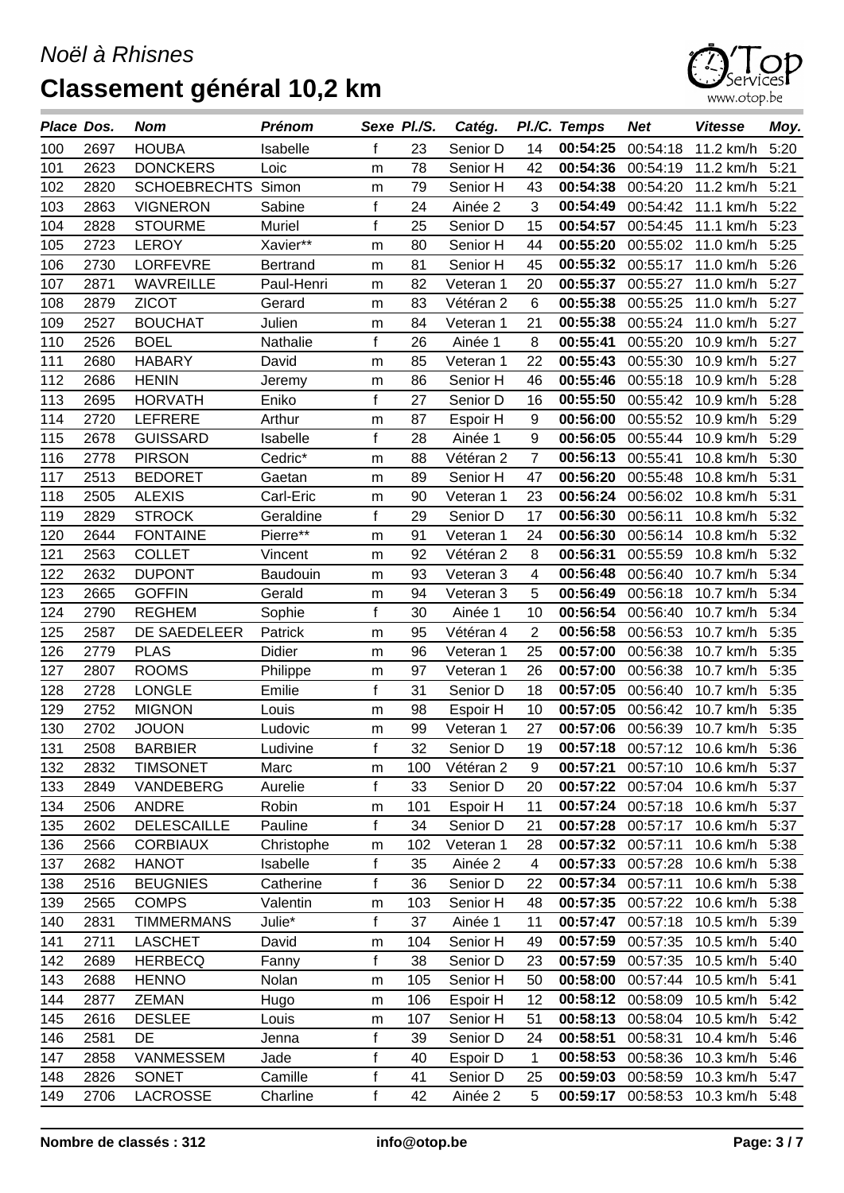# Noël à Rhisnes

# Classement général 10,2 km

| Place | Dos. | Nom | Prénom | Sexe | Pl./S. | Catég. | Pl./C. | Temps | Net | Vitesse | Moy. |
|---|---|---|---|---|---|---|---|---|---|---|---|
| 100 | 2697 | HOUBA | Isabelle | f | 23 | Senior D | 14 | **00:54:25** | 00:54:18 | 11.2 km/h | 5:20 |
| 101 | 2623 | DONCKERS | Loic | m | 78 | Senior H | 42 | **00:54:36** | 00:54:19 | 11.2 km/h | 5:21 |
| 102 | 2820 | SCHOEBRECHTS | Simon | m | 79 | Senior H | 43 | **00:54:38** | 00:54:20 | 11.2 km/h | 5:21 |
| 103 | 2863 | VIGNERON | Sabine | f | 24 | Ainée 2 | 3 | **00:54:49** | 00:54:42 | 11.1 km/h | 5:22 |
| 104 | 2828 | STOURME | Muriel | f | 25 | Senior D | 15 | **00:54:57** | 00:54:45 | 11.1 km/h | 5:23 |
| 105 | 2723 | LEROY | Xavier** | m | 80 | Senior H | 44 | **00:55:20** | 00:55:02 | 11.0 km/h | 5:25 |
| 106 | 2730 | LORFEVRE | Bertrand | m | 81 | Senior H | 45 | **00:55:32** | 00:55:17 | 11.0 km/h | 5:26 |
| 107 | 2871 | WAVREILLE | Paul-Henri | m | 82 | Veteran 1 | 20 | **00:55:37** | 00:55:27 | 11.0 km/h | 5:27 |
| 108 | 2879 | ZICOT | Gerard | m | 83 | Vétéran 2 | 6 | **00:55:38** | 00:55:25 | 11.0 km/h | 5:27 |
| 109 | 2527 | BOUCHAT | Julien | m | 84 | Veteran 1 | 21 | **00:55:38** | 00:55:24 | 11.0 km/h | 5:27 |
| 110 | 2526 | BOEL | Nathalie | f | 26 | Ainée 1 | 8 | **00:55:41** | 00:55:20 | 10.9 km/h | 5:27 |
| 111 | 2680 | HABARY | David | m | 85 | Veteran 1 | 22 | **00:55:43** | 00:55:30 | 10.9 km/h | 5:27 |
| 112 | 2686 | HENIN | Jeremy | m | 86 | Senior H | 46 | **00:55:46** | 00:55:18 | 10.9 km/h | 5:28 |
| 113 | 2695 | HORVATH | Eniko | f | 27 | Senior D | 16 | **00:55:50** | 00:55:42 | 10.9 km/h | 5:28 |
| 114 | 2720 | LEFRERE | Arthur | m | 87 | Espoir H | 9 | **00:56:00** | 00:55:52 | 10.9 km/h | 5:29 |
| 115 | 2678 | GUISSARD | Isabelle | f | 28 | Ainée 1 | 9 | **00:56:05** | 00:55:44 | 10.9 km/h | 5:29 |
| 116 | 2778 | PIRSON | Cedric* | m | 88 | Vétéran 2 | 7 | **00:56:13** | 00:55:41 | 10.8 km/h | 5:30 |
| 117 | 2513 | BEDORET | Gaetan | m | 89 | Senior H | 47 | **00:56:20** | 00:55:48 | 10.8 km/h | 5:31 |
| 118 | 2505 | ALEXIS | Carl-Eric | m | 90 | Veteran 1 | 23 | **00:56:24** | 00:56:02 | 10.8 km/h | 5:31 |
| 119 | 2829 | STROCK | Geraldine | f | 29 | Senior D | 17 | **00:56:30** | 00:56:11 | 10.8 km/h | 5:32 |
| 120 | 2644 | FONTAINE | Pierre** | m | 91 | Veteran 1 | 24 | **00:56:30** | 00:56:14 | 10.8 km/h | 5:32 |
| 121 | 2563 | COLLET | Vincent | m | 92 | Vétéran 2 | 8 | **00:56:31** | 00:55:59 | 10.8 km/h | 5:32 |
| 122 | 2632 | DUPONT | Baudouin | m | 93 | Veteran 3 | 4 | **00:56:48** | 00:56:40 | 10.7 km/h | 5:34 |
| 123 | 2665 | GOFFIN | Gerald | m | 94 | Veteran 3 | 5 | **00:56:49** | 00:56:18 | 10.7 km/h | 5:34 |
| 124 | 2790 | REGHEM | Sophie | f | 30 | Ainée 1 | 10 | **00:56:54** | 00:56:40 | 10.7 km/h | 5:34 |
| 125 | 2587 | DE SAEDELEER | Patrick | m | 95 | Vétéran 4 | 2 | **00:56:58** | 00:56:53 | 10.7 km/h | 5:35 |
| 126 | 2779 | PLAS | Didier | m | 96 | Veteran 1 | 25 | **00:57:00** | 00:56:38 | 10.7 km/h | 5:35 |
| 127 | 2807 | ROOMS | Philippe | m | 97 | Veteran 1 | 26 | **00:57:00** | 00:56:38 | 10.7 km/h | 5:35 |
| 128 | 2728 | LONGLE | Emilie | f | 31 | Senior D | 18 | **00:57:05** | 00:56:40 | 10.7 km/h | 5:35 |
| 129 | 2752 | MIGNON | Louis | m | 98 | Espoir H | 10 | **00:57:05** | 00:56:42 | 10.7 km/h | 5:35 |
| 130 | 2702 | JOUON | Ludovic | m | 99 | Veteran 1 | 27 | **00:57:06** | 00:56:39 | 10.7 km/h | 5:35 |
| 131 | 2508 | BARBIER | Ludivine | f | 32 | Senior D | 19 | **00:57:18** | 00:57:12 | 10.6 km/h | 5:36 |
| 132 | 2832 | TIMSONET | Marc | m | 100 | Vétéran 2 | 9 | **00:57:21** | 00:57:10 | 10.6 km/h | 5:37 |
| 133 | 2849 | VANDEBERG | Aurelie | f | 33 | Senior D | 20 | **00:57:22** | 00:57:04 | 10.6 km/h | 5:37 |
| 134 | 2506 | ANDRE | Robin | m | 101 | Espoir H | 11 | **00:57:24** | 00:57:18 | 10.6 km/h | 5:37 |
| 135 | 2602 | DELESCAILLE | Pauline | f | 34 | Senior D | 21 | **00:57:28** | 00:57:17 | 10.6 km/h | 5:37 |
| 136 | 2566 | CORBIAUX | Christophe | m | 102 | Veteran 1 | 28 | **00:57:32** | 00:57:11 | 10.6 km/h | 5:38 |
| 137 | 2682 | HANOT | Isabelle | f | 35 | Ainée 2 | 4 | **00:57:33** | 00:57:28 | 10.6 km/h | 5:38 |
| 138 | 2516 | BEUGNIES | Catherine | f | 36 | Senior D | 22 | **00:57:34** | 00:57:11 | 10.6 km/h | 5:38 |
| 139 | 2565 | COMPS | Valentin | m | 103 | Senior H | 48 | **00:57:35** | 00:57:22 | 10.6 km/h | 5:38 |
| 140 | 2831 | TIMMERMANS | Julie* | f | 37 | Ainée 1 | 11 | **00:57:47** | 00:57:18 | 10.5 km/h | 5:39 |
| 141 | 2711 | LASCHET | David | m | 104 | Senior H | 49 | **00:57:59** | 00:57:35 | 10.5 km/h | 5:40 |
| 142 | 2689 | HERBECQ | Fanny | f | 38 | Senior D | 23 | **00:57:59** | 00:57:35 | 10.5 km/h | 5:40 |
| 143 | 2688 | HENNO | Nolan | m | 105 | Senior H | 50 | **00:58:00** | 00:57:44 | 10.5 km/h | 5:41 |
| 144 | 2877 | ZEMAN | Hugo | m | 106 | Espoir H | 12 | **00:58:12** | 00:58:09 | 10.5 km/h | 5:42 |
| 145 | 2616 | DESLEE | Louis | m | 107 | Senior H | 51 | **00:58:13** | 00:58:04 | 10.5 km/h | 5:42 |
| 146 | 2581 | DE | Jenna | f | 39 | Senior D | 24 | **00:58:51** | 00:58:31 | 10.4 km/h | 5:46 |
| 147 | 2858 | VANMESSEM | Jade | f | 40 | Espoir D | 1 | **00:58:53** | 00:58:36 | 10.3 km/h | 5:46 |
| 148 | 2826 | SONET | Camille | f | 41 | Senior D | 25 | **00:59:03** | 00:58:59 | 10.3 km/h | 5:47 |
| 149 | 2706 | LACROSSE | Charline | f | 42 | Ainée 2 | 5 | **00:59:17** | 00:58:53 | 10.3 km/h | 5:48 |

**Nombre de classés : 312** **info@otop.be**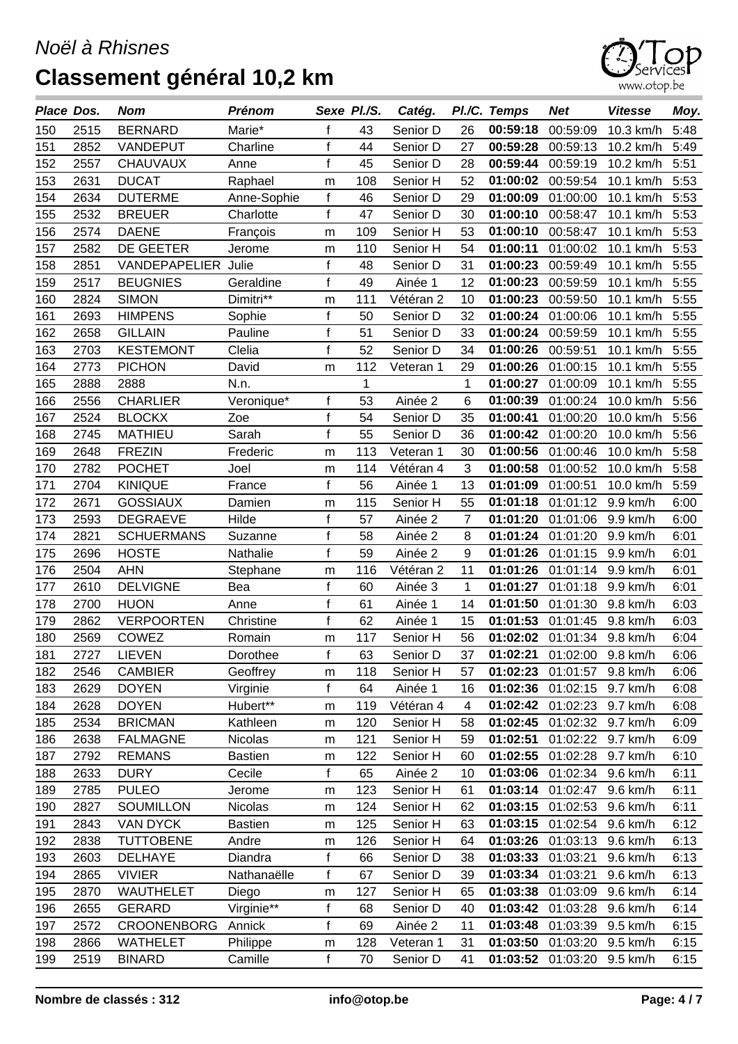*Noël à Rhisnes*

# Classement général 10,2 km

| *Place* | *Dos.* | *Nom* | *Prénom* | *Sexe* | *Pl./S.* | *Catég.* | *Pl./C.* | *Temps* | *Net* | *Vitesse* | *Moy.* |
|---|---|---|---|---|---|---|---|---|---|---|---|
| 150 | 2515 | BERNARD | Marie* | f | 43 | Senior D | 26 | **00:59:18** | 00:59:09 | 10.3 km/h | 5:48 |
| 151 | 2852 | VANDEPUT | Charline | f | 44 | Senior D | 27 | **00:59:28** | 00:59:13 | 10.2 km/h | 5:49 |
| 152 | 2557 | CHAUVAUX | Anne | f | 45 | Senior D | 28 | **00:59:44** | 00:59:19 | 10.2 km/h | 5:51 |
| 153 | 2631 | DUCAT | Raphael | m | 108 | Senior H | 52 | **01:00:02** | 00:59:54 | 10.1 km/h | 5:53 |
| 154 | 2634 | DUTERME | Anne-Sophie | f | 46 | Senior D | 29 | **01:00:09** | 01:00:00 | 10.1 km/h | 5:53 |
| 155 | 2532 | BREUER | Charlotte | f | 47 | Senior D | 30 | **01:00:10** | 00:58:47 | 10.1 km/h | 5:53 |
| 156 | 2574 | DAENE | François | m | 109 | Senior H | 53 | **01:00:10** | 00:58:47 | 10.1 km/h | 5:53 |
| 157 | 2582 | DE GEETER | Jerome | m | 110 | Senior H | 54 | **01:00:11** | 01:00:02 | 10.1 km/h | 5:53 |
| 158 | 2851 | VANDEPAPELIER | Julie | f | 48 | Senior D | 31 | **01:00:23** | 00:59:49 | 10.1 km/h | 5:55 |
| 159 | 2517 | BEUGNIES | Geraldine | f | 49 | Ainée 1 | 12 | **01:00:23** | 00:59:59 | 10.1 km/h | 5:55 |
| 160 | 2824 | SIMON | Dimitri** | m | 111 | Vétéran 2 | 10 | **01:00:23** | 00:59:50 | 10.1 km/h | 5:55 |
| 161 | 2693 | HIMPENS | Sophie | f | 50 | Senior D | 32 | **01:00:24** | 01:00:06 | 10.1 km/h | 5:55 |
| 162 | 2658 | GILLAIN | Pauline | f | 51 | Senior D | 33 | **01:00:24** | 00:59:59 | 10.1 km/h | 5:55 |
| 163 | 2703 | KESTEMONT | Clelia | f | 52 | Senior D | 34 | **01:00:26** | 00:59:51 | 10.1 km/h | 5:55 |
| 164 | 2773 | PICHON | David | m | 112 | Veteran 1 | 29 | **01:00:26** | 01:00:15 | 10.1 km/h | 5:55 |
| 165 | 2888 | 2888 | N.n. | | 1 | | 1 | **01:00:27** | 01:00:09 | 10.1 km/h | 5:55 |
| 166 | 2556 | CHARLIER | Veronique* | f | 53 | Ainée 2 | 6 | **01:00:39** | 01:00:24 | 10.0 km/h | 5:56 |
| 167 | 2524 | BLOCKX | Zoe | f | 54 | Senior D | 35 | **01:00:41** | 01:00:20 | 10.0 km/h | 5:56 |
| 168 | 2745 | MATHIEU | Sarah | f | 55 | Senior D | 36 | **01:00:42** | 01:00:20 | 10.0 km/h | 5:56 |
| 169 | 2648 | FREZIN | Frederic | m | 113 | Veteran 1 | 30 | **01:00:56** | 01:00:46 | 10.0 km/h | 5:58 |
| 170 | 2782 | POCHET | Joel | m | 114 | Vétéran 4 | 3 | **01:00:58** | 01:00:52 | 10.0 km/h | 5:58 |
| 171 | 2704 | KINIQUE | France | f | 56 | Ainée 1 | 13 | **01:01:09** | 01:00:51 | 10.0 km/h | 5:59 |
| 172 | 2671 | GOSSIAUX | Damien | m | 115 | Senior H | 55 | **01:01:18** | 01:01:12 | 9.9 km/h | 6:00 |
| 173 | 2593 | DEGRAEVE | Hilde | f | 57 | Ainée 2 | 7 | **01:01:20** | 01:01:06 | 9.9 km/h | 6:00 |
| 174 | 2821 | SCHUERMANS | Suzanne | f | 58 | Ainée 2 | 8 | **01:01:24** | 01:01:20 | 9.9 km/h | 6:01 |
| 175 | 2696 | HOSTE | Nathalie | f | 59 | Ainée 2 | 9 | **01:01:26** | 01:01:15 | 9.9 km/h | 6:01 |
| 176 | 2504 | AHN | Stephane | m | 116 | Vétéran 2 | 11 | **01:01:26** | 01:01:14 | 9.9 km/h | 6:01 |
| 177 | 2610 | DELVIGNE | Bea | f | 60 | Ainée 3 | 1 | **01:01:27** | 01:01:18 | 9.9 km/h | 6:01 |
| 178 | 2700 | HUON | Anne | f | 61 | Ainée 1 | 14 | **01:01:50** | 01:01:30 | 9.8 km/h | 6:03 |
| 179 | 2862 | VERPOORTEN | Christine | f | 62 | Ainée 1 | 15 | **01:01:53** | 01:01:45 | 9.8 km/h | 6:03 |
| 180 | 2569 | COWEZ | Romain | m | 117 | Senior H | 56 | **01:02:02** | 01:01:34 | 9.8 km/h | 6:04 |
| 181 | 2727 | LIEVEN | Dorothee | f | 63 | Senior D | 37 | **01:02:21** | 01:02:00 | 9.8 km/h | 6:06 |
| 182 | 2546 | CAMBIER | Geoffrey | m | 118 | Senior H | 57 | **01:02:23** | 01:01:57 | 9.8 km/h | 6:06 |
| 183 | 2629 | DOYEN | Virginie | f | 64 | Ainée 1 | 16 | **01:02:36** | 01:02:15 | 9.7 km/h | 6:08 |
| 184 | 2628 | DOYEN | Hubert** | m | 119 | Vétéran 4 | 4 | **01:02:42** | 01:02:23 | 9.7 km/h | 6:08 |
| 185 | 2534 | BRICMAN | Kathleen | m | 120 | Senior H | 58 | **01:02:45** | 01:02:32 | 9.7 km/h | 6:09 |
| 186 | 2638 | FALMAGNE | Nicolas | m | 121 | Senior H | 59 | **01:02:51** | 01:02:22 | 9.7 km/h | 6:09 |
| 187 | 2792 | REMANS | Bastien | m | 122 | Senior H | 60 | **01:02:55** | 01:02:28 | 9.7 km/h | 6:10 |
| 188 | 2633 | DURY | Cecile | f | 65 | Ainée 2 | 10 | **01:03:06** | 01:02:34 | 9.6 km/h | 6:11 |
| 189 | 2785 | PULEO | Jerome | m | 123 | Senior H | 61 | **01:03:14** | 01:02:47 | 9.6 km/h | 6:11 |
| 190 | 2827 | SOUMILLON | Nicolas | m | 124 | Senior H | 62 | **01:03:15** | 01:02:53 | 9.6 km/h | 6:11 |
| 191 | 2843 | VAN DYCK | Bastien | m | 125 | Senior H | 63 | **01:03:15** | 01:02:54 | 9.6 km/h | 6:12 |
| 192 | 2838 | TUTTOBENE | Andre | m | 126 | Senior H | 64 | **01:03:26** | 01:03:13 | 9.6 km/h | 6:13 |
| 193 | 2603 | DELHAYE | Diandra | f | 66 | Senior D | 38 | **01:03:33** | 01:03:21 | 9.6 km/h | 6:13 |
| 194 | 2865 | VIVIER | Nathanaëlle | f | 67 | Senior D | 39 | **01:03:34** | 01:03:21 | 9.6 km/h | 6:13 |
| 195 | 2870 | WAUTHELET | Diego | m | 127 | Senior H | 65 | **01:03:38** | 01:03:09 | 9.6 km/h | 6:14 |
| 196 | 2655 | GERARD | Virginie** | f | 68 | Senior D | 40 | **01:03:42** | 01:03:28 | 9.6 km/h | 6:14 |
| 197 | 2572 | CROONENBORG | Annick | f | 69 | Ainée 2 | 11 | **01:03:48** | 01:03:39 | 9.5 km/h | 6:15 |
| 198 | 2866 | WATHELET | Philippe | m | 128 | Veteran 1 | 31 | **01:03:50** | 01:03:20 | 9.5 km/h | 6:15 |
| 199 | 2519 | BINARD | Camille | f | 70 | Senior D | 41 | **01:03:52** | 01:03:20 | 9.5 km/h | 6:15 |

**Nombre de classés : 312** **info@otop.be**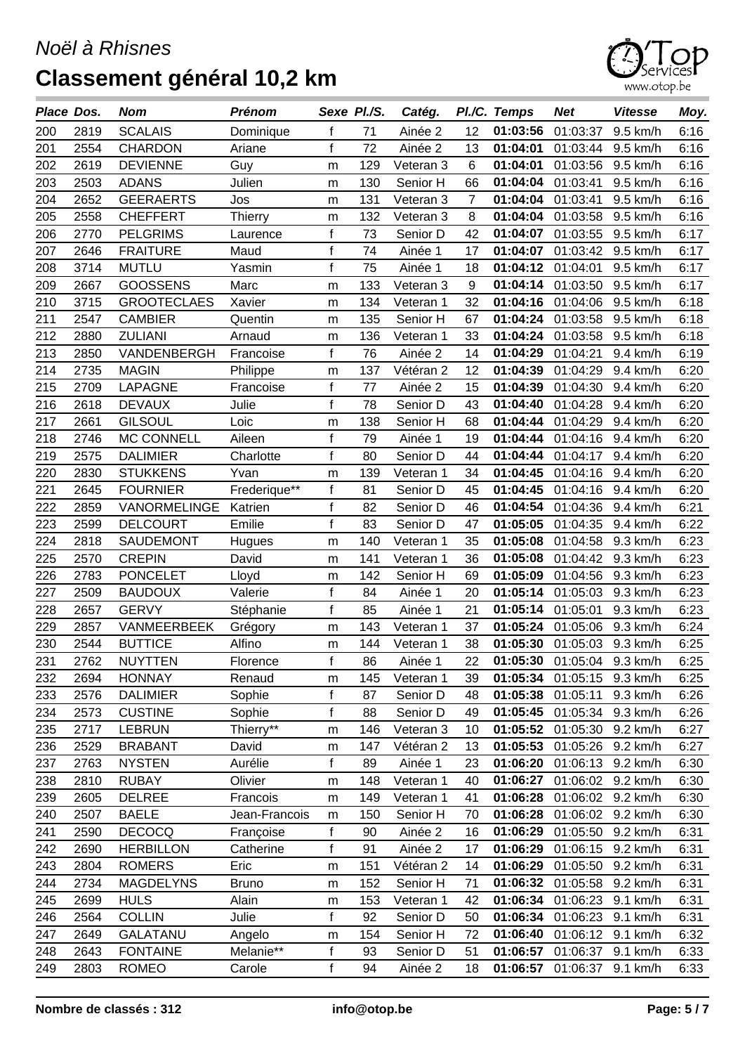*Noël à Rhisnes*

# Classement général 10,2 km

| *Place* | *Dos.* | *Nom* | *Prénom* | *Sexe* | *Pl./S.* | *Catég.* | *Pl./C.* | *Temps* | *Net* | *Vitesse* | *Moy.* |
|---|---|---|---|---|---|---|---|---|---|---|---|
| 200 | 2819 | SCALAIS | Dominique | f | 71 | Ainée 2 | 12 | **01:03:56** | 01:03:37 | 9.5 km/h | 6:16 |
| 201 | 2554 | CHARDON | Ariane | f | 72 | Ainée 2 | 13 | **01:04:01** | 01:03:44 | 9.5 km/h | 6:16 |
| 202 | 2619 | DEVIENNE | Guy | m | 129 | Veteran 3 | 6 | **01:04:01** | 01:03:56 | 9.5 km/h | 6:16 |
| 203 | 2503 | ADANS | Julien | m | 130 | Senior H | 66 | **01:04:04** | 01:03:41 | 9.5 km/h | 6:16 |
| 204 | 2652 | GEERAERTS | Jos | m | 131 | Veteran 3 | 7 | **01:04:04** | 01:03:41 | 9.5 km/h | 6:16 |
| 205 | 2558 | CHEFFERT | Thierry | m | 132 | Veteran 3 | 8 | **01:04:04** | 01:03:58 | 9.5 km/h | 6:16 |
| 206 | 2770 | PELGRIMS | Laurence | f | 73 | Senior D | 42 | **01:04:07** | 01:03:55 | 9.5 km/h | 6:17 |
| 207 | 2646 | FRAITURE | Maud | f | 74 | Ainée 1 | 17 | **01:04:07** | 01:03:42 | 9.5 km/h | 6:17 |
| 208 | 3714 | MUTLU | Yasmin | f | 75 | Ainée 1 | 18 | **01:04:12** | 01:04:01 | 9.5 km/h | 6:17 |
| 209 | 2667 | GOOSSENS | Marc | m | 133 | Veteran 3 | 9 | **01:04:14** | 01:03:50 | 9.5 km/h | 6:17 |
| 210 | 3715 | GROOTECLAES | Xavier | m | 134 | Veteran 1 | 32 | **01:04:16** | 01:04:06 | 9.5 km/h | 6:18 |
| 211 | 2547 | CAMBIER | Quentin | m | 135 | Senior H | 67 | **01:04:24** | 01:03:58 | 9.5 km/h | 6:18 |
| 212 | 2880 | ZULIANI | Arnaud | m | 136 | Veteran 1 | 33 | **01:04:24** | 01:03:58 | 9.5 km/h | 6:18 |
| 213 | 2850 | VANDENBERGH | Francoise | f | 76 | Ainée 2 | 14 | **01:04:29** | 01:04:21 | 9.4 km/h | 6:19 |
| 214 | 2735 | MAGIN | Philippe | m | 137 | Vétéran 2 | 12 | **01:04:39** | 01:04:29 | 9.4 km/h | 6:20 |
| 215 | 2709 | LAPAGNE | Francoise | f | 77 | Ainée 2 | 15 | **01:04:39** | 01:04:30 | 9.4 km/h | 6:20 |
| 216 | 2618 | DEVAUX | Julie | f | 78 | Senior D | 43 | **01:04:40** | 01:04:28 | 9.4 km/h | 6:20 |
| 217 | 2661 | GILSOUL | Loic | m | 138 | Senior H | 68 | **01:04:44** | 01:04:29 | 9.4 km/h | 6:20 |
| 218 | 2746 | MC CONNELL | Aileen | f | 79 | Ainée 1 | 19 | **01:04:44** | 01:04:16 | 9.4 km/h | 6:20 |
| 219 | 2575 | DALIMIER | Charlotte | f | 80 | Senior D | 44 | **01:04:44** | 01:04:17 | 9.4 km/h | 6:20 |
| 220 | 2830 | STUKKENS | Yvan | m | 139 | Veteran 1 | 34 | **01:04:45** | 01:04:16 | 9.4 km/h | 6:20 |
| 221 | 2645 | FOURNIER | Frederique** | f | 81 | Senior D | 45 | **01:04:45** | 01:04:16 | 9.4 km/h | 6:20 |
| 222 | 2859 | VANORMELINGE | Katrien | f | 82 | Senior D | 46 | **01:04:54** | 01:04:36 | 9.4 km/h | 6:21 |
| 223 | 2599 | DELCOURT | Emilie | f | 83 | Senior D | 47 | **01:05:05** | 01:04:35 | 9.4 km/h | 6:22 |
| 224 | 2818 | SAUDEMONT | Hugues | m | 140 | Veteran 1 | 35 | **01:05:08** | 01:04:58 | 9.3 km/h | 6:23 |
| 225 | 2570 | CREPIN | David | m | 141 | Veteran 1 | 36 | **01:05:08** | 01:04:42 | 9.3 km/h | 6:23 |
| 226 | 2783 | PONCELET | Lloyd | m | 142 | Senior H | 69 | **01:05:09** | 01:04:56 | 9.3 km/h | 6:23 |
| 227 | 2509 | BAUDOUX | Valerie | f | 84 | Ainée 1 | 20 | **01:05:14** | 01:05:03 | 9.3 km/h | 6:23 |
| 228 | 2657 | GERVY | Stéphanie | f | 85 | Ainée 1 | 21 | **01:05:14** | 01:05:01 | 9.3 km/h | 6:23 |
| 229 | 2857 | VANMEERBEEK | Grégory | m | 143 | Veteran 1 | 37 | **01:05:24** | 01:05:06 | 9.3 km/h | 6:24 |
| 230 | 2544 | BUTTICE | Alfino | m | 144 | Veteran 1 | 38 | **01:05:30** | 01:05:03 | 9.3 km/h | 6:25 |
| 231 | 2762 | NUYTTEN | Florence | f | 86 | Ainée 1 | 22 | **01:05:30** | 01:05:04 | 9.3 km/h | 6:25 |
| 232 | 2694 | HONNAY | Renaud | m | 145 | Veteran 1 | 39 | **01:05:34** | 01:05:15 | 9.3 km/h | 6:25 |
| 233 | 2576 | DALIMIER | Sophie | f | 87 | Senior D | 48 | **01:05:38** | 01:05:11 | 9.3 km/h | 6:26 |
| 234 | 2573 | CUSTINE | Sophie | f | 88 | Senior D | 49 | **01:05:45** | 01:05:34 | 9.3 km/h | 6:26 |
| 235 | 2717 | LEBRUN | Thierry** | m | 146 | Veteran 3 | 10 | **01:05:52** | 01:05:30 | 9.2 km/h | 6:27 |
| 236 | 2529 | BRABANT | David | m | 147 | Vétéran 2 | 13 | **01:05:53** | 01:05:26 | 9.2 km/h | 6:27 |
| 237 | 2763 | NYSTEN | Aurélie | f | 89 | Ainée 1 | 23 | **01:06:20** | 01:06:13 | 9.2 km/h | 6:30 |
| 238 | 2810 | RUBAY | Olivier | m | 148 | Veteran 1 | 40 | **01:06:27** | 01:06:02 | 9.2 km/h | 6:30 |
| 239 | 2605 | DELREE | Francois | m | 149 | Veteran 1 | 41 | **01:06:28** | 01:06:02 | 9.2 km/h | 6:30 |
| 240 | 2507 | BAELE | Jean-Francois | m | 150 | Senior H | 70 | **01:06:28** | 01:06:02 | 9.2 km/h | 6:30 |
| 241 | 2590 | DECOCQ | Françoise | f | 90 | Ainée 2 | 16 | **01:06:29** | 01:05:50 | 9.2 km/h | 6:31 |
| 242 | 2690 | HERBILLON | Catherine | f | 91 | Ainée 2 | 17 | **01:06:29** | 01:06:15 | 9.2 km/h | 6:31 |
| 243 | 2804 | ROMERS | Eric | m | 151 | Vétéran 2 | 14 | **01:06:29** | 01:05:50 | 9.2 km/h | 6:31 |
| 244 | 2734 | MAGDELYNS | Bruno | m | 152 | Senior H | 71 | **01:06:32** | 01:05:58 | 9.2 km/h | 6:31 |
| 245 | 2699 | HULS | Alain | m | 153 | Veteran 1 | 42 | **01:06:34** | 01:06:23 | 9.1 km/h | 6:31 |
| 246 | 2564 | COLLIN | Julie | f | 92 | Senior D | 50 | **01:06:34** | 01:06:23 | 9.1 km/h | 6:31 |
| 247 | 2649 | GALATANU | Angelo | m | 154 | Senior H | 72 | **01:06:40** | 01:06:12 | 9.1 km/h | 6:32 |
| 248 | 2643 | FONTAINE | Melanie** | f | 93 | Senior D | 51 | **01:06:57** | 01:06:37 | 9.1 km/h | 6:33 |
| 249 | 2803 | ROMEO | Carole | f | 94 | Ainée 2 | 18 | **01:06:57** | 01:06:37 | 9.1 km/h | 6:33 |

**Nombre de classés : 312** **info@otop.be**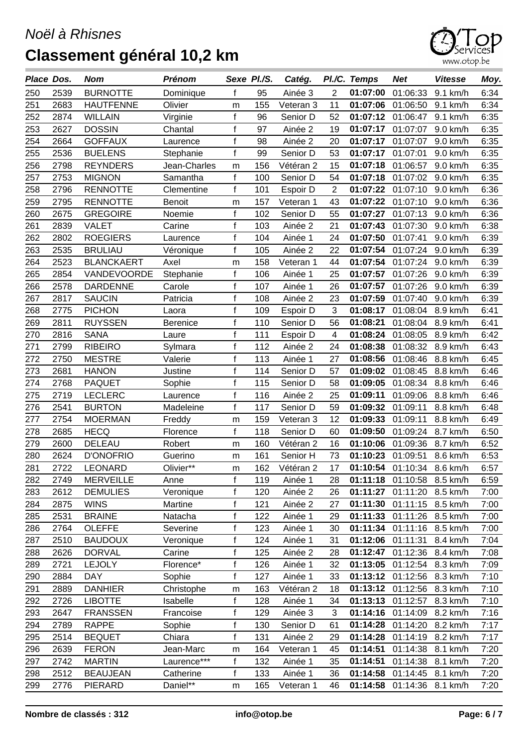*Noël à Rhisnes*

# Classement général 10,2 km

| *Place* | *Dos.* | *Nom* | *Prénom* | *Sexe* | *Pl./S.* | *Catég.* | *Pl./C.* | *Temps* | *Net* | *Vitesse* | *Moy.* |
|---|---|---|---|---|---|---|---|---|---|---|---|
| 250 | 2539 | BURNOTTE | Dominique | f | 95 | Ainée 3 | 2 | **01:07:00** | 01:06:33 | 9.1 km/h | 6:34 |
| 251 | 2683 | HAUTFENNE | Olivier | m | 155 | Veteran 3 | 11 | **01:07:06** | 01:06:50 | 9.1 km/h | 6:34 |
| 252 | 2874 | WILLAIN | Virginie | f | 96 | Senior D | 52 | **01:07:12** | 01:06:47 | 9.1 km/h | 6:35 |
| 253 | 2627 | DOSSIN | Chantal | f | 97 | Ainée 2 | 19 | **01:07:17** | 01:07:07 | 9.0 km/h | 6:35 |
| 254 | 2664 | GOFFAUX | Laurence | f | 98 | Ainée 2 | 20 | **01:07:17** | 01:07:07 | 9.0 km/h | 6:35 |
| 255 | 2536 | BUELENS | Stephanie | f | 99 | Senior D | 53 | **01:07:17** | 01:07:01 | 9.0 km/h | 6:35 |
| 256 | 2798 | REYNDERS | Jean-Charles | m | 156 | Vétéran 2 | 15 | **01:07:18** | 01:06:57 | 9.0 km/h | 6:35 |
| 257 | 2753 | MIGNON | Samantha | f | 100 | Senior D | 54 | **01:07:18** | 01:07:02 | 9.0 km/h | 6:35 |
| 258 | 2796 | RENNOTTE | Clementine | f | 101 | Espoir D | 2 | **01:07:22** | 01:07:10 | 9.0 km/h | 6:36 |
| 259 | 2795 | RENNOTTE | Benoit | m | 157 | Veteran 1 | 43 | **01:07:22** | 01:07:10 | 9.0 km/h | 6:36 |
| 260 | 2675 | GREGOIRE | Noemie | f | 102 | Senior D | 55 | **01:07:27** | 01:07:13 | 9.0 km/h | 6:36 |
| 261 | 2839 | VALET | Carine | f | 103 | Ainée 2 | 21 | **01:07:43** | 01:07:30 | 9.0 km/h | 6:38 |
| 262 | 2802 | ROEGIERS | Laurence | f | 104 | Ainée 1 | 24 | **01:07:50** | 01:07:41 | 9.0 km/h | 6:39 |
| 263 | 2535 | BRULIAU | Véronique | f | 105 | Ainée 2 | 22 | **01:07:54** | 01:07:24 | 9.0 km/h | 6:39 |
| 264 | 2523 | BLANCKAERT | Axel | m | 158 | Veteran 1 | 44 | **01:07:54** | 01:07:24 | 9.0 km/h | 6:39 |
| 265 | 2854 | VANDEVOORDE | Stephanie | f | 106 | Ainée 1 | 25 | **01:07:57** | 01:07:26 | 9.0 km/h | 6:39 |
| 266 | 2578 | DARDENNE | Carole | f | 107 | Ainée 1 | 26 | **01:07:57** | 01:07:26 | 9.0 km/h | 6:39 |
| 267 | 2817 | SAUCIN | Patricia | f | 108 | Ainée 2 | 23 | **01:07:59** | 01:07:40 | 9.0 km/h | 6:39 |
| 268 | 2775 | PICHON | Laora | f | 109 | Espoir D | 3 | **01:08:17** | 01:08:04 | 8.9 km/h | 6:41 |
| 269 | 2811 | RUYSSEN | Berenice | f | 110 | Senior D | 56 | **01:08:21** | 01:08:04 | 8.9 km/h | 6:41 |
| 270 | 2816 | SANA | Laure | f | 111 | Espoir D | 4 | **01:08:24** | 01:08:05 | 8.9 km/h | 6:42 |
| 271 | 2799 | RIBEIRO | Sylmara | f | 112 | Ainée 2 | 24 | **01:08:38** | 01:08:32 | 8.9 km/h | 6:43 |
| 272 | 2750 | MESTRE | Valerie | f | 113 | Ainée 1 | 27 | **01:08:56** | 01:08:46 | 8.8 km/h | 6:45 |
| 273 | 2681 | HANON | Justine | f | 114 | Senior D | 57 | **01:09:02** | 01:08:45 | 8.8 km/h | 6:46 |
| 274 | 2768 | PAQUET | Sophie | f | 115 | Senior D | 58 | **01:09:05** | 01:08:34 | 8.8 km/h | 6:46 |
| 275 | 2719 | LECLERC | Laurence | f | 116 | Ainée 2 | 25 | **01:09:11** | 01:09:06 | 8.8 km/h | 6:46 |
| 276 | 2541 | BURTON | Madeleine | f | 117 | Senior D | 59 | **01:09:32** | 01:09:11 | 8.8 km/h | 6:48 |
| 277 | 2754 | MOERMAN | Freddy | m | 159 | Veteran 3 | 12 | **01:09:33** | 01:09:11 | 8.8 km/h | 6:49 |
| 278 | 2685 | HECQ | Florence | f | 118 | Senior D | 60 | **01:09:50** | 01:09:24 | 8.7 km/h | 6:50 |
| 279 | 2600 | DELEAU | Robert | m | 160 | Vétéran 2 | 16 | **01:10:06** | 01:09:36 | 8.7 km/h | 6:52 |
| 280 | 2624 | D'ONOFRIO | Guerino | m | 161 | Senior H | 73 | **01:10:23** | 01:09:51 | 8.6 km/h | 6:53 |
| 281 | 2722 | LEONARD | Olivier** | m | 162 | Vétéran 2 | 17 | **01:10:54** | 01:10:34 | 8.6 km/h | 6:57 |
| 282 | 2749 | MERVEILLE | Anne | f | 119 | Ainée 1 | 28 | **01:11:18** | 01:10:58 | 8.5 km/h | 6:59 |
| 283 | 2612 | DEMULIES | Veronique | f | 120 | Ainée 2 | 26 | **01:11:27** | 01:11:20 | 8.5 km/h | 7:00 |
| 284 | 2875 | WINS | Martine | f | 121 | Ainée 2 | 27 | **01:11:30** | 01:11:15 | 8.5 km/h | 7:00 |
| 285 | 2531 | BRAINE | Natacha | f | 122 | Ainée 1 | 29 | **01:11:33** | 01:11:26 | 8.5 km/h | 7:00 |
| 286 | 2764 | OLEFFE | Severine | f | 123 | Ainée 1 | 30 | **01:11:34** | 01:11:16 | 8.5 km/h | 7:00 |
| 287 | 2510 | BAUDOUX | Veronique | f | 124 | Ainée 1 | 31 | **01:12:06** | 01:11:31 | 8.4 km/h | 7:04 |
| 288 | 2626 | DORVAL | Carine | f | 125 | Ainée 2 | 28 | **01:12:47** | 01:12:36 | 8.4 km/h | 7:08 |
| 289 | 2721 | LEJOLY | Florence* | f | 126 | Ainée 1 | 32 | **01:13:05** | 01:12:54 | 8.3 km/h | 7:09 |
| 290 | 2884 | DAY | Sophie | f | 127 | Ainée 1 | 33 | **01:13:12** | 01:12:56 | 8.3 km/h | 7:10 |
| 291 | 2889 | DANHIER | Christophe | m | 163 | Vétéran 2 | 18 | **01:13:12** | 01:12:56 | 8.3 km/h | 7:10 |
| 292 | 2726 | LIBOTTE | Isabelle | f | 128 | Ainée 1 | 34 | **01:13:13** | 01:12:57 | 8.3 km/h | 7:10 |
| 293 | 2647 | FRANSSEN | Francoise | f | 129 | Ainée 3 | 3 | **01:14:16** | 01:14:09 | 8.2 km/h | 7:16 |
| 294 | 2789 | RAPPE | Sophie | f | 130 | Senior D | 61 | **01:14:28** | 01:14:20 | 8.2 km/h | 7:17 |
| 295 | 2514 | BEQUET | Chiara | f | 131 | Ainée 2 | 29 | **01:14:28** | 01:14:19 | 8.2 km/h | 7:17 |
| 296 | 2639 | FERON | Jean-Marc | m | 164 | Veteran 1 | 45 | **01:14:51** | 01:14:38 | 8.1 km/h | 7:20 |
| 297 | 2742 | MARTIN | Laurence*** | f | 132 | Ainée 1 | 35 | **01:14:51** | 01:14:38 | 8.1 km/h | 7:20 |
| 298 | 2512 | BEAUJEAN | Catherine | f | 133 | Ainée 1 | 36 | **01:14:58** | 01:14:45 | 8.1 km/h | 7:20 |
| 299 | 2776 | PIERARD | Daniel** | m | 165 | Veteran 1 | 46 | **01:14:58** | 01:14:36 | 8.1 km/h | 7:20 |

**Nombre de classés : 312** **info@otop.be**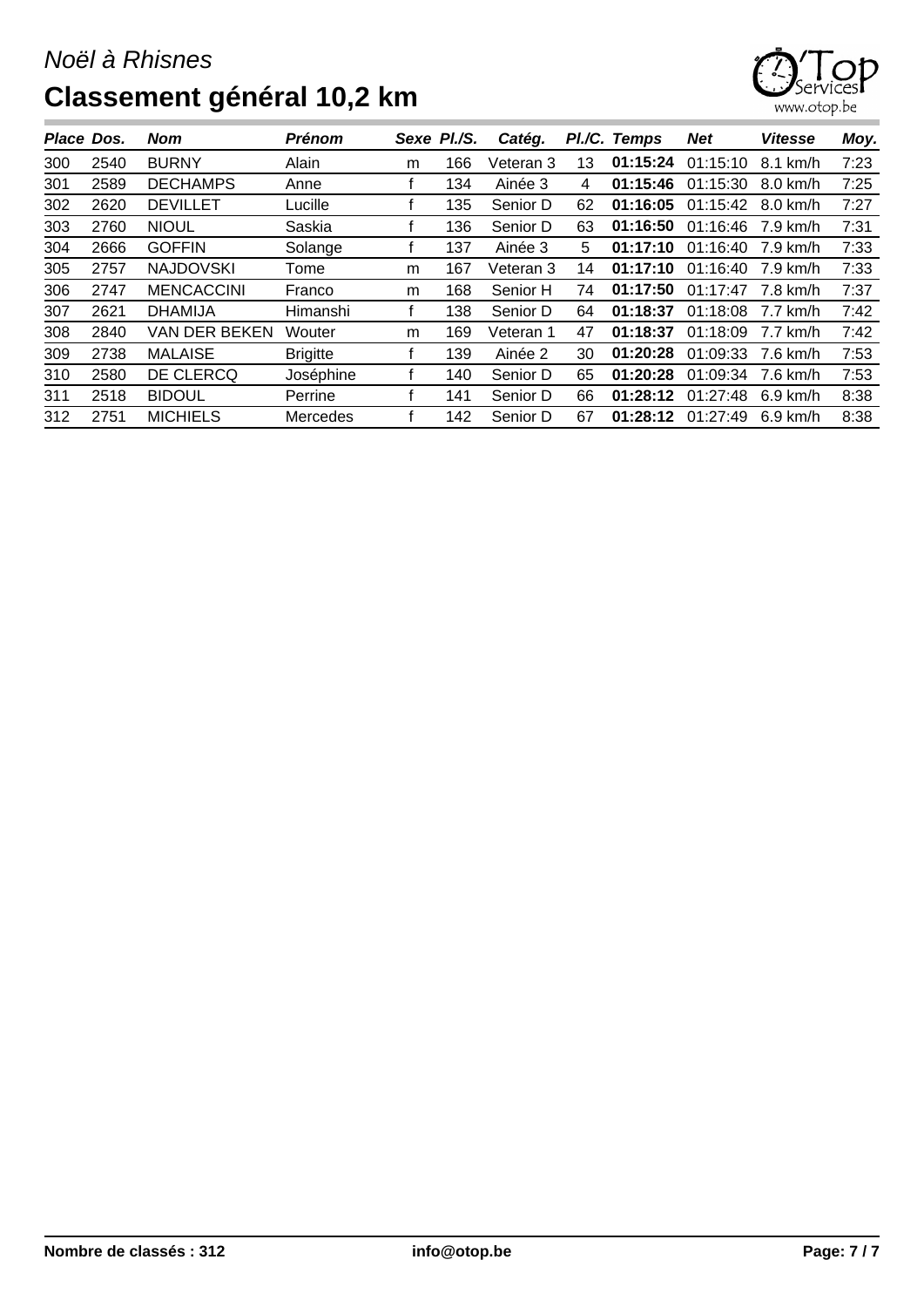*Noël à Rhisnes*

# Classement général 10,2 km

| *Place* | *Dos.* | *Nom* | *Prénom* | *Sexe* | *Pl./S.* | *Catég.* | *Pl./C.* | *Temps* | *Net* | *Vitesse* | *Moy.* |
|---|---|---|---|---|---|---|---|---|---|---|---|
| 300 | 2540 | BURNY | Alain | m | 166 | Veteran 3 | 13 | **01:15:24** | 01:15:10 | 8.1 km/h | 7:23 |
| 301 | 2589 | DECHAMPS | Anne | f | 134 | Ainée 3 | 4 | **01:15:46** | 01:15:30 | 8.0 km/h | 7:25 |
| 302 | 2620 | DEVILLET | Lucille | f | 135 | Senior D | 62 | **01:16:05** | 01:15:42 | 8.0 km/h | 7:27 |
| 303 | 2760 | NIOUL | Saskia | f | 136 | Senior D | 63 | **01:16:50** | 01:16:46 | 7.9 km/h | 7:31 |
| 304 | 2666 | GOFFIN | Solange | f | 137 | Ainée 3 | 5 | **01:17:10** | 01:16:40 | 7.9 km/h | 7:33 |
| 305 | 2757 | NAJDOVSKI | Tome | m | 167 | Veteran 3 | 14 | **01:17:10** | 01:16:40 | 7.9 km/h | 7:33 |
| 306 | 2747 | MENCACCINI | Franco | m | 168 | Senior H | 74 | **01:17:50** | 01:17:47 | 7.8 km/h | 7:37 |
| 307 | 2621 | DHAMIJA | Himanshi | f | 138 | Senior D | 64 | **01:18:37** | 01:18:08 | 7.7 km/h | 7:42 |
| 308 | 2840 | VAN DER BEKEN | Wouter | m | 169 | Veteran 1 | 47 | **01:18:37** | 01:18:09 | 7.7 km/h | 7:42 |
| 309 | 2738 | MALAISE | Brigitte | f | 139 | Ainée 2 | 30 | **01:20:28** | 01:09:33 | 7.6 km/h | 7:53 |
| 310 | 2580 | DE CLERCQ | Joséphine | f | 140 | Senior D | 65 | **01:20:28** | 01:09:34 | 7.6 km/h | 7:53 |
| 311 | 2518 | BIDOUL | Perrine | f | 141 | Senior D | 66 | **01:28:12** | 01:27:48 | 6.9 km/h | 8:38 |
| 312 | 2751 | MICHIELS | Mercedes | f | 142 | Senior D | 67 | **01:28:12** | 01:27:49 | 6.9 km/h | 8:38 |

**Nombre de classés : 312** **info@otop.be**